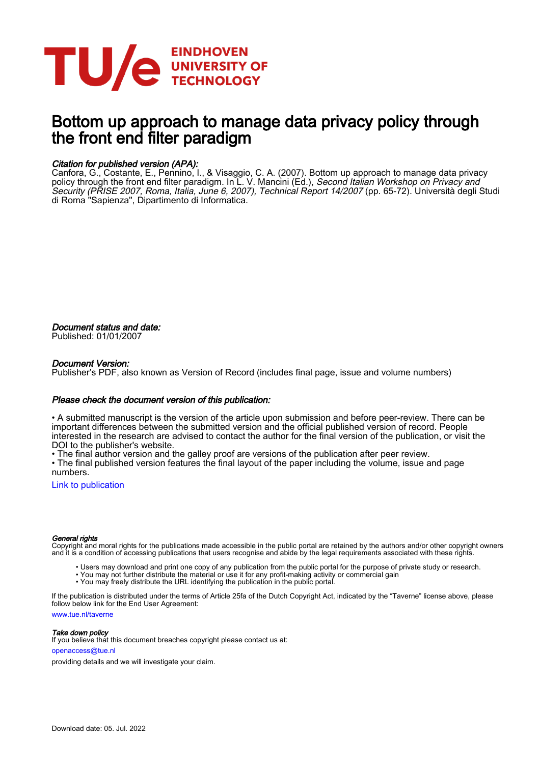# Bottom up approach to manage data privacy policy through the front end filter paradigm

*Citation for published version (APA):*
Canfora, G., Costante, E., Pennino, I., & Visaggio, C. A. (2007). Bottom up approach to manage data privacy policy through the front end filter paradigm. In L. V. Mancini (Ed.), *Second Italian Workshop on Privacy and Security (PRISE 2007, Roma, Italia, June 6, 2007), Technical Report 14/2007* (pp. 65-72). Università degli Studi di Roma "Sapienza", Dipartimento di Informatica.

*Document status and date:*
Published: 01/01/2007

*Document Version:*
Publisher's PDF, also known as Version of Record (includes final page, issue and volume numbers)

*Please check the document version of this publication:*

• A submitted manuscript is the version of the article upon submission and before peer-review. There can be important differences between the submitted version and the official published version of record. People interested in the research are advised to contact the author for the final version of the publication, or visit the DOI to the publisher's website.
• The final author version and the galley proof are versions of the publication after peer review.
• The final published version features the final layout of the paper including the volume, issue and page numbers.

Link to publication

*General rights*
Copyright and moral rights for the publications made accessible in the public portal are retained by the authors and/or other copyright owners and it is a condition of accessing publications that users recognise and abide by the legal requirements associated with these rights.

• Users may download and print one copy of any publication from the public portal for the purpose of private study or research.
• You may not further distribute the material or use it for any profit-making activity or commercial gain
• You may freely distribute the URL identifying the publication in the public portal.

If the publication is distributed under the terms of Article 25fa of the Dutch Copyright Act, indicated by the "Taverne" license above, please follow below link for the End User Agreement:

www.tue.nl/taverne

*Take down policy*
If you believe that this document breaches copyright please contact us at:

openaccess@tue.nl

providing details and we will investigate your claim.

Download date: 05. Jul. 2022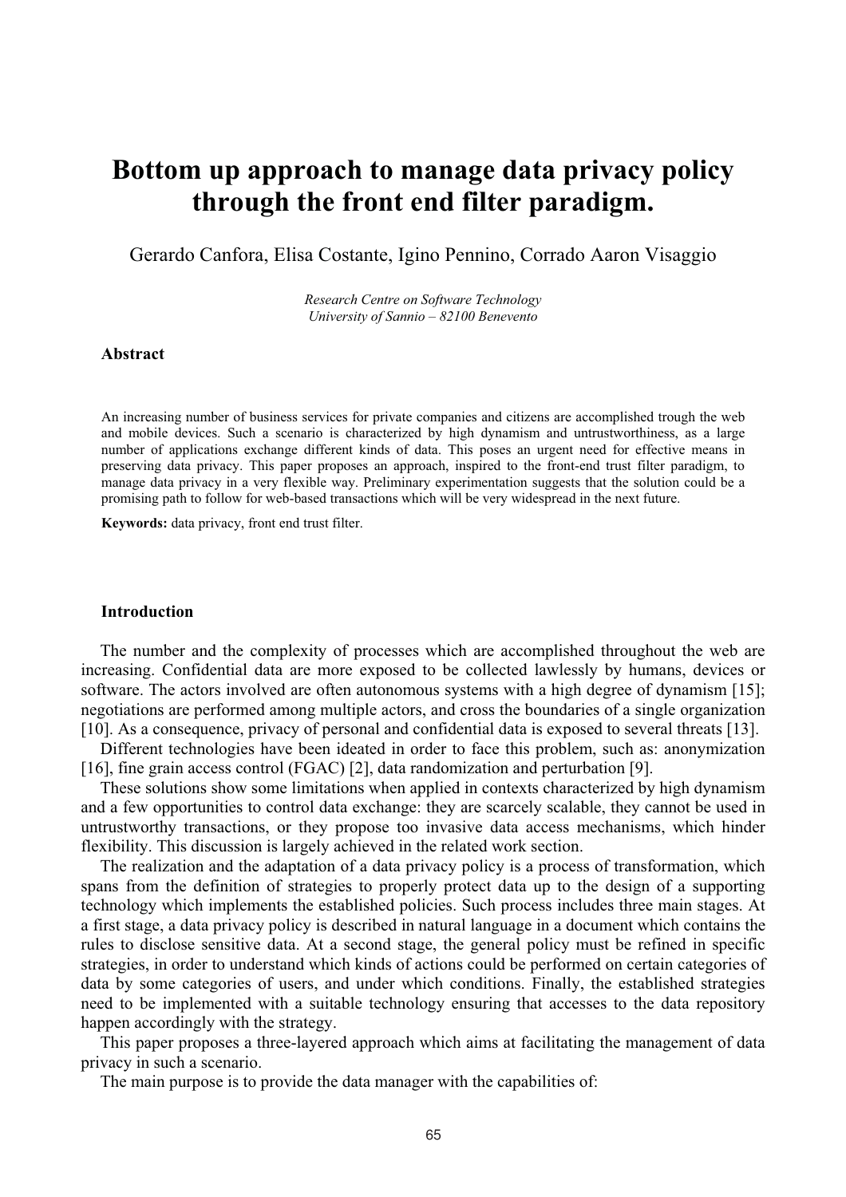# Bottom up approach to manage data privacy policy through the front end filter paradigm.

Gerardo Canfora, Elisa Costante, Igino Pennino, Corrado Aaron Visaggio

*Research Centre on Software Technology*
*University of Sannio – 82100 Benevento*

### Abstract

An increasing number of business services for private companies and citizens are accomplished trough the web and mobile devices. Such a scenario is characterized by high dynamism and untrustworthiness, as a large number of applications exchange different kinds of data. This poses an urgent need for effective means in preserving data privacy. This paper proposes an approach, inspired to the front-end trust filter paradigm, to manage data privacy in a very flexible way. Preliminary experimentation suggests that the solution could be a promising path to follow for web-based transactions which will be very widespread in the next future.

**Keywords:** data privacy, front end trust filter.

### Introduction

The number and the complexity of processes which are accomplished throughout the web are increasing. Confidential data are more exposed to be collected lawlessly by humans, devices or software. The actors involved are often autonomous systems with a high degree of dynamism [15]; negotiations are performed among multiple actors, and cross the boundaries of a single organization [10]. As a consequence, privacy of personal and confidential data is exposed to several threats [13].

Different technologies have been ideated in order to face this problem, such as: anonymization [16], fine grain access control (FGAC) [2], data randomization and perturbation [9].

These solutions show some limitations when applied in contexts characterized by high dynamism and a few opportunities to control data exchange: they are scarcely scalable, they cannot be used in untrustworthy transactions, or they propose too invasive data access mechanisms, which hinder flexibility. This discussion is largely achieved in the related work section.

The realization and the adaptation of a data privacy policy is a process of transformation, which spans from the definition of strategies to properly protect data up to the design of a supporting technology which implements the established policies. Such process includes three main stages. At a first stage, a data privacy policy is described in natural language in a document which contains the rules to disclose sensitive data. At a second stage, the general policy must be refined in specific strategies, in order to understand which kinds of actions could be performed on certain categories of data by some categories of users, and under which conditions. Finally, the established strategies need to be implemented with a suitable technology ensuring that accesses to the data repository happen accordingly with the strategy.

This paper proposes a three-layered approach which aims at facilitating the management of data privacy in such a scenario.

The main purpose is to provide the data manager with the capabilities of: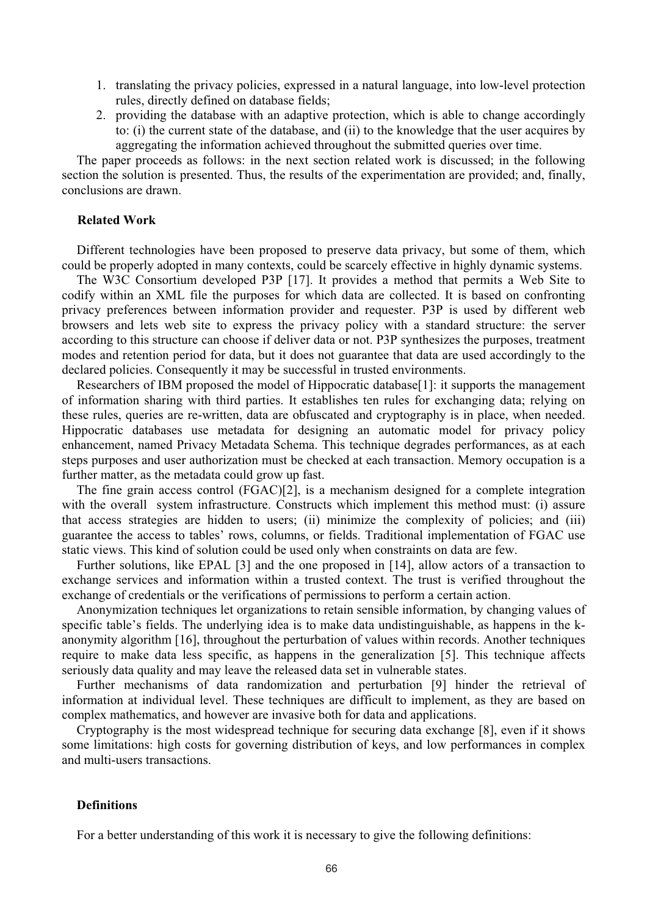1. translating the privacy policies, expressed in a natural language, into low-level protection rules, directly defined on database fields;
2. providing the database with an adaptive protection, which is able to change accordingly to: (i) the current state of the database, and (ii) to the knowledge that the user acquires by aggregating the information achieved throughout the submitted queries over time.

The paper proceeds as follows: in the next section related work is discussed; in the following section the solution is presented. Thus, the results of the experimentation are provided; and, finally, conclusions are drawn.

## Related Work

Different technologies have been proposed to preserve data privacy, but some of them, which could be properly adopted in many contexts, could be scarcely effective in highly dynamic systems.

The W3C Consortium developed P3P [17]. It provides a method that permits a Web Site to codify within an XML file the purposes for which data are collected. It is based on confronting privacy preferences between information provider and requester. P3P is used by different web browsers and lets web site to express the privacy policy with a standard structure: the server according to this structure can choose if deliver data or not. P3P synthesizes the purposes, treatment modes and retention period for data, but it does not guarantee that data are used accordingly to the declared policies. Consequently it may be successful in trusted environments.

Researchers of IBM proposed the model of Hippocratic database[1]: it supports the management of information sharing with third parties. It establishes ten rules for exchanging data; relying on these rules, queries are re-written, data are obfuscated and cryptography is in place, when needed. Hippocratic databases use metadata for designing an automatic model for privacy policy enhancement, named Privacy Metadata Schema. This technique degrades performances, as at each steps purposes and user authorization must be checked at each transaction. Memory occupation is a further matter, as the metadata could grow up fast.

The fine grain access control (FGAC)[2], is a mechanism designed for a complete integration with the overall system infrastructure. Constructs which implement this method must: (i) assure that access strategies are hidden to users; (ii) minimize the complexity of policies; and (iii) guarantee the access to tables' rows, columns, or fields. Traditional implementation of FGAC use static views. This kind of solution could be used only when constraints on data are few.

Further solutions, like EPAL [3] and the one proposed in [14], allow actors of a transaction to exchange services and information within a trusted context. The trust is verified throughout the exchange of credentials or the verifications of permissions to perform a certain action.

Anonymization techniques let organizations to retain sensible information, by changing values of specific table's fields. The underlying idea is to make data undistinguishable, as happens in the k-anonymity algorithm [16], throughout the perturbation of values within records. Another techniques require to make data less specific, as happens in the generalization [5]. This technique affects seriously data quality and may leave the released data set in vulnerable states.

Further mechanisms of data randomization and perturbation [9] hinder the retrieval of information at individual level. These techniques are difficult to implement, as they are based on complex mathematics, and however are invasive both for data and applications.

Cryptography is the most widespread technique for securing data exchange [8], even if it shows some limitations: high costs for governing distribution of keys, and low performances in complex and multi-users transactions.

## Definitions

For a better understanding of this work it is necessary to give the following definitions: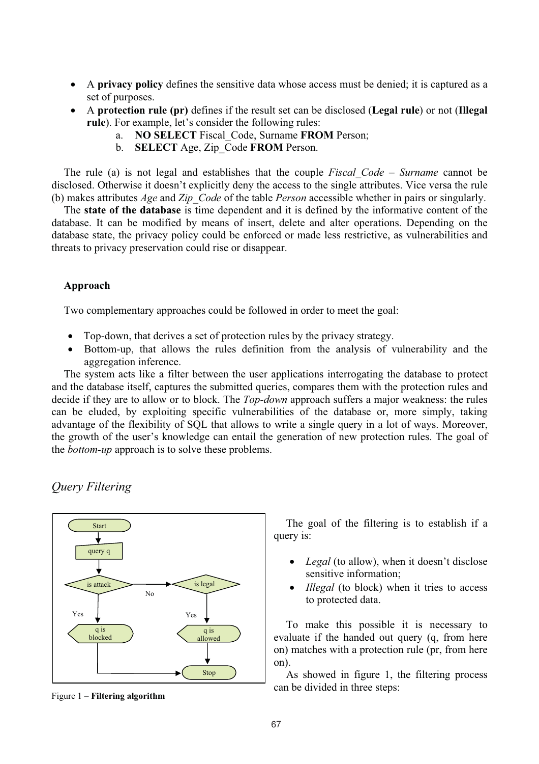- A **privacy policy** defines the sensitive data whose access must be denied; it is captured as a set of purposes.
- A **protection rule (pr)** defines if the result set can be disclosed (**Legal rule**) or not (**Illegal rule**). For example, let's consider the following rules:
  a. **NO SELECT** Fiscal_Code, Surname **FROM** Person;
  b. **SELECT** Age, Zip_Code **FROM** Person.

The rule (a) is not legal and establishes that the couple *Fiscal_Code – Surname* cannot be disclosed. Otherwise it doesn't explicitly deny the access to the single attributes. Vice versa the rule (b) makes attributes *Age* and *Zip_Code* of the table *Person* accessible whether in pairs or singularly.

The **state of the database** is time dependent and it is defined by the informative content of the database. It can be modified by means of insert, delete and alter operations. Depending on the database state, the privacy policy could be enforced or made less restrictive, as vulnerabilities and threats to privacy preservation could rise or disappear.

**Approach**

Two complementary approaches could be followed in order to meet the goal:

- Top-down, that derives a set of protection rules by the privacy strategy.
- Bottom-up, that allows the rules definition from the analysis of vulnerability and the aggregation inference.

The system acts like a filter between the user applications interrogating the database to protect and the database itself, captures the submitted queries, compares them with the protection rules and decide if they are to allow or to block. The *Top-down* approach suffers a major weakness: the rules can be eluded, by exploiting specific vulnerabilities of the database or, more simply, taking advantage of the flexibility of SQL that allows to write a single query in a lot of ways. Moreover, the growth of the user's knowledge can entail the generation of new protection rules. The goal of the *bottom-up* approach is to solve these problems.

## *Query Filtering*

Figure 1 – **Filtering algorithm**

The goal of the filtering is to establish if a query is:

- *Legal* (to allow), when it doesn't disclose sensitive information;
- *Illegal* (to block) when it tries to access to protected data.

To make this possible it is necessary to evaluate if the handed out query (q, from here on) matches with a protection rule (pr, from here on).

As showed in figure 1, the filtering process can be divided in three steps: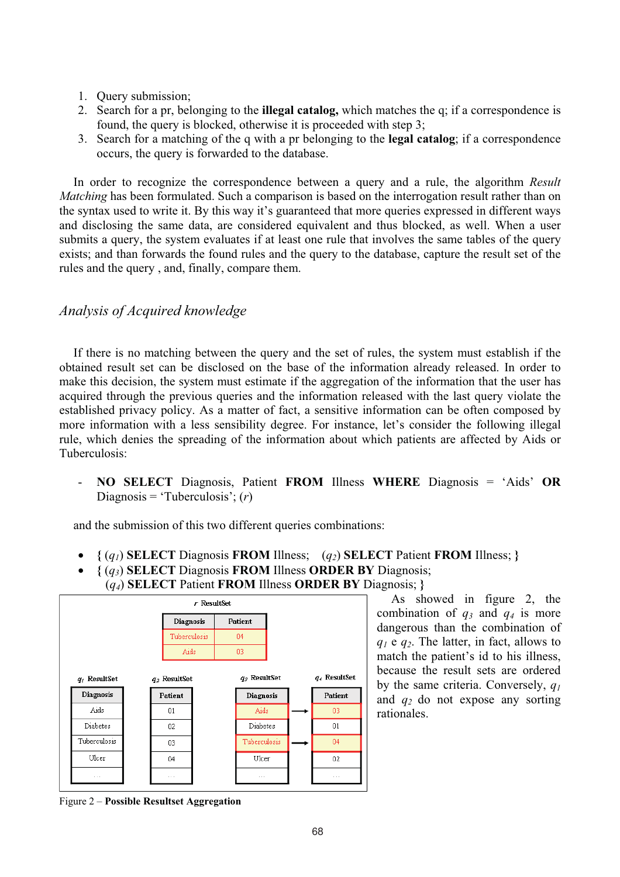1. Query submission;
2. Search for a pr, belonging to the **illegal catalog,** which matches the q; if a correspondence is found, the query is blocked, otherwise it is proceeded with step 3;
3. Search for a matching of the q with a pr belonging to the **legal catalog**; if a correspondence occurs, the query is forwarded to the database.

In order to recognize the correspondence between a query and a rule, the algorithm *Result Matching* has been formulated. Such a comparison is based on the interrogation result rather than on the syntax used to write it. By this way it's guaranteed that more queries expressed in different ways and disclosing the same data, are considered equivalent and thus blocked, as well. When a user submits a query, the system evaluates if at least one rule that involves the same tables of the query exists; and than forwards the found rules and the query to the database, capture the result set of the rules and the query , and, finally, compare them.

## *Analysis of Acquired knowledge*

If there is no matching between the query and the set of rules, the system must establish if the obtained result set can be disclosed on the base of the information already released. In order to make this decision, the system must estimate if the aggregation of the information that the user has acquired through the previous queries and the information released with the last query violate the established privacy policy. As a matter of fact, a sensitive information can be often composed by more information with a less sensibility degree. For instance, let's consider the following illegal rule, which denies the spreading of the information about which patients are affected by Aids or Tuberculosis:

- **NO SELECT** Diagnosis, Patient **FROM** Illness **WHERE** Diagnosis = 'Aids' **OR** Diagnosis = 'Tuberculosis'; ($r$)

and the submission of this two different queries combinations:

- **{** ($q_1$) **SELECT** Diagnosis **FROM** Illness; ($q_2$) **SELECT** Patient **FROM** Illness; **}**
- **{** ($q_3$) **SELECT** Diagnosis **FROM** Illness **ORDER BY** Diagnosis;
  ($q_4$) **SELECT** Patient **FROM** Illness **ORDER BY** Diagnosis; **}**

*r* ResultSet

| Diagnosis | Patient |
|---|---|
| Tuberculosis | 04 |
| Aids | 03 |

$q_1$ ResultSet

| Diagnosis |
|---|
| Aids |
| Diabetes |
| Tuberculosis |
| Ulcer |
| ... |

$q_2$ ResultSet

| Patient |
|---|
| 01 |
| 02 |
| 03 |
| 04 |
| ... |

$q_3$ ResultSet → $q_4$ ResultSet

| Diagnosis | Patient |
|---|---|
| Aids | 03 |
| Diabetes | 01 |
| Tuberculosis | 04 |
| Ulcer | 02 |
| ... | ... |

Figure 2 – **Possible Resultset Aggregation**

As showed in figure 2, the combination of $q_3$ and $q_4$ is more dangerous than the combination of $q_1$ e $q_2$. The latter, in fact, allows to match the patient's id to his illness, because the result sets are ordered by the same criteria. Conversely, $q_1$ and $q_2$ do not expose any sorting rationales.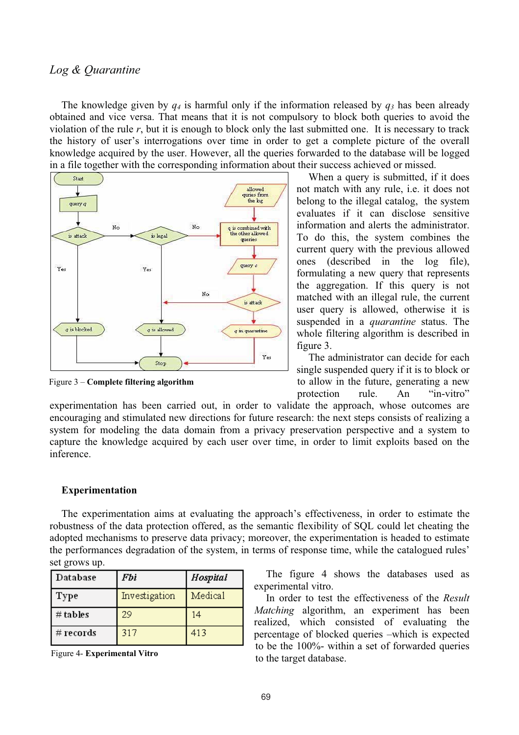*Log & Quarantine*

The knowledge given by $q_4$ is harmful only if the information released by $q_3$ has been already obtained and vice versa. That means that it is not compulsory to block both queries to avoid the violation of the rule *r*, but it is enough to block only the last submitted one. It is necessary to track the history of user's interrogations over time in order to get a complete picture of the overall knowledge acquired by the user. However, all the queries forwarded to the database will be logged in a file together with the corresponding information about their success achieved or missed.

When a query is submitted, if it does not match with any rule, i.e. it does not belong to the illegal catalog, the system evaluates if it can disclose sensitive information and alerts the administrator. To do this, the system combines the current query with the previous allowed ones (described in the log file), formulating a new query that represents the aggregation. If this query is not matched with an illegal rule, the current user query is allowed, otherwise it is suspended in a *quarantine* status. The whole filtering algorithm is described in figure 3.

Figure 3 – **Complete filtering algorithm**

The administrator can decide for each single suspended query if it is to block or to allow in the future, generating a new protection rule. An "in-vitro" experimentation has been carried out, in order to validate the approach, whose outcomes are encouraging and stimulated new directions for future research: the next steps consists of realizing a system for modeling the data domain from a privacy preservation perspective and a system to capture the knowledge acquired by each user over time, in order to limit exploits based on the inference.

**Experimentation**

The experimentation aims at evaluating the approach's effectiveness, in order to estimate the robustness of the data protection offered, as the semantic flexibility of SQL could let cheating the adopted mechanisms to preserve data privacy; moreover, the experimentation is headed to estimate the performances degradation of the system, in terms of response time, while the catalogued rules' set grows up.

| Database | *Fbi* | *Hospital* |
|---|---|---|
| Type | Investigation | Medical |
| # tables | 29 | 14 |
| # records | 317 | 413 |

Figure 4- **Experimental Vitro**

The figure 4 shows the databases used as experimental vitro.

In order to test the effectiveness of the *Result Matching* algorithm, an experiment has been realized, which consisted of evaluating the percentage of blocked queries –which is expected to be the 100%- within a set of forwarded queries to the target database.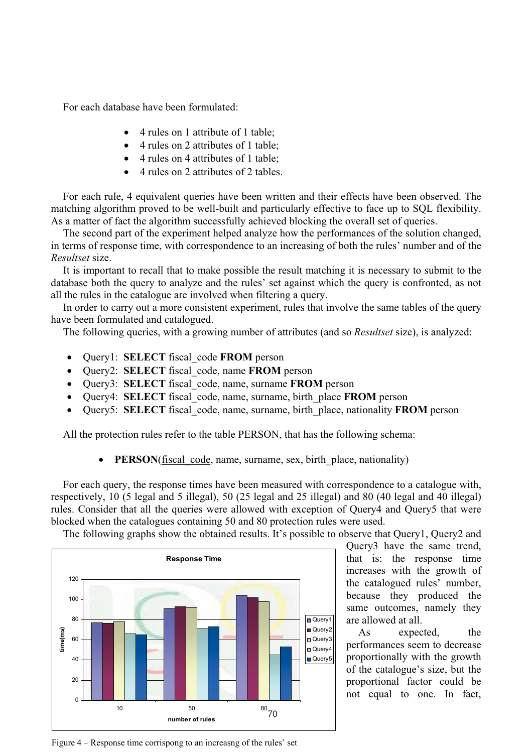For each database have been formulated:

- 4 rules on 1 attribute of 1 table;
- 4 rules on 2 attributes of 1 table;
- 4 rules on 4 attributes of 1 table;
- 4 rules on 2 attributes of 2 tables.

For each rule, 4 equivalent queries have been written and their effects have been observed. The matching algorithm proved to be well-built and particularly effective to face up to SQL flexibility. As a matter of fact the algorithm successfully achieved blocking the overall set of queries.

The second part of the experiment helped analyze how the performances of the solution changed, in terms of response time, with correspondence to an increasing of both the rules' number and of the *Resultset* size.

It is important to recall that to make possible the result matching it is necessary to submit to the database both the query to analyze and the rules' set against which the query is confronted, as not all the rules in the catalogue are involved when filtering a query.

In order to carry out a more consistent experiment, rules that involve the same tables of the query have been formulated and catalogued.

The following queries, with a growing number of attributes (and so *Resultset* size), is analyzed:

- Query1: **SELECT** fiscal_code **FROM** person
- Query2: **SELECT** fiscal_code, name **FROM** person
- Query3: **SELECT** fiscal_code, name, surname **FROM** person
- Query4: **SELECT** fiscal_code, name, surname, birth_place **FROM** person
- Query5: **SELECT** fiscal_code, name, surname, birth_place, nationality **FROM** person

All the protection rules refer to the table PERSON, that has the following schema:

- **PERSON**(<u>fiscal_code</u>, name, surname, sex, birth_place, nationality)

For each query, the response times have been measured with correspondence to a catalogue with, respectively, 10 (5 legal and 5 illegal), 50 (25 legal and 25 illegal) and 80 (40 legal and 40 illegal) rules. Consider that all the queries were allowed with exception of Query4 and Query5 that were blocked when the catalogues containing 50 and 80 protection rules were used.

The following graphs show the obtained results. It's possible to observe that Query1, Query2 and Query3 have the same trend, that is: the response time increases with the growth of the catalogued rules' number, because they produced the same outcomes, namely they are allowed at all.

As expected, the performances seem to decrease proportionally with the growth of the catalogue's size, but the proportional factor could be not equal to one. In fact,

Figure 4 – Response time corrispong to an increasng of the rules' set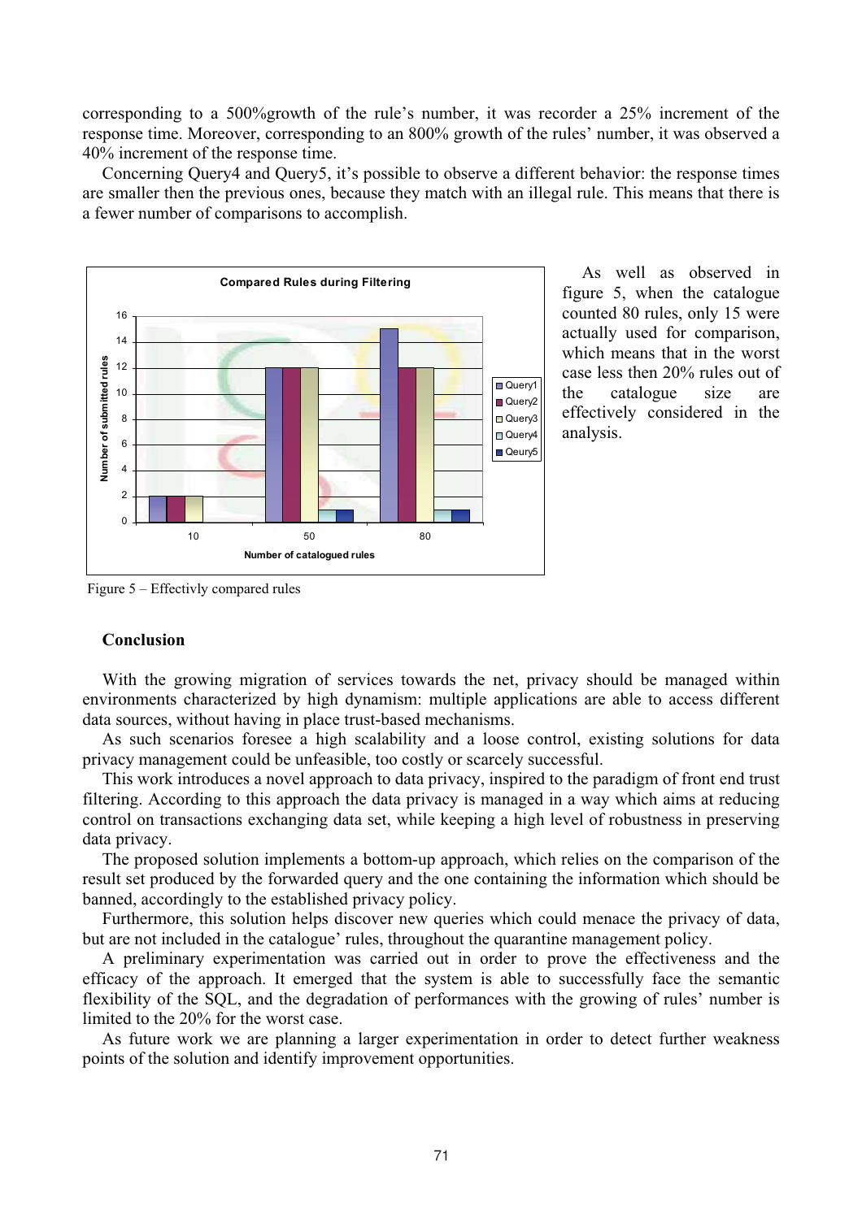corresponding to a 500%growth of the rule's number, it was recorder a 25% increment of the response time. Moreover, corresponding to an 800% growth of the rules' number, it was observed a 40% increment of the response time.

Concerning Query4 and Query5, it's possible to observe a different behavior: the response times are smaller then the previous ones, because they match with an illegal rule. This means that there is a fewer number of comparisons to accomplish.

As well as observed in figure 5, when the catalogue counted 80 rules, only 15 were actually used for comparison, which means that in the worst case less then 20% rules out of the catalogue size are effectively considered in the analysis.

Figure 5 – Effectivly compared rules

## Conclusion

With the growing migration of services towards the net, privacy should be managed within environments characterized by high dynamism: multiple applications are able to access different data sources, without having in place trust-based mechanisms.

As such scenarios foresee a high scalability and a loose control, existing solutions for data privacy management could be unfeasible, too costly or scarcely successful.

This work introduces a novel approach to data privacy, inspired to the paradigm of front end trust filtering. According to this approach the data privacy is managed in a way which aims at reducing control on transactions exchanging data set, while keeping a high level of robustness in preserving data privacy.

The proposed solution implements a bottom-up approach, which relies on the comparison of the result set produced by the forwarded query and the one containing the information which should be banned, accordingly to the established privacy policy.

Furthermore, this solution helps discover new queries which could menace the privacy of data, but are not included in the catalogue' rules, throughout the quarantine management policy.

A preliminary experimentation was carried out in order to prove the effectiveness and the efficacy of the approach. It emerged that the system is able to successfully face the semantic flexibility of the SQL, and the degradation of performances with the growing of rules' number is limited to the 20% for the worst case.

As future work we are planning a larger experimentation in order to detect further weakness points of the solution and identify improvement opportunities.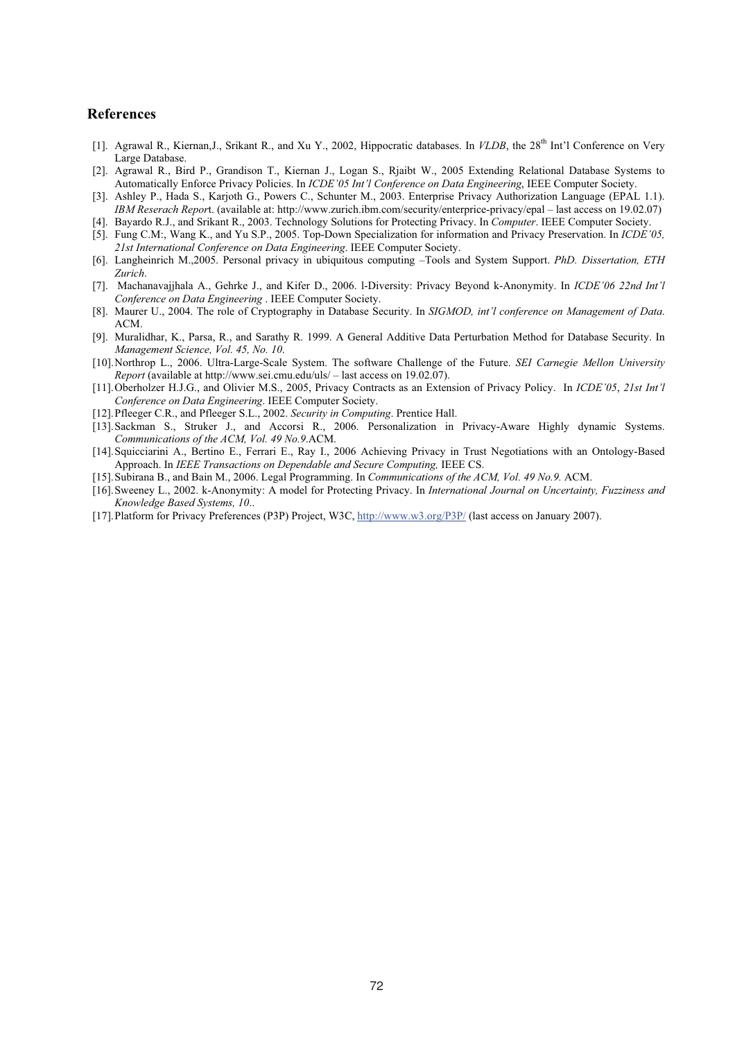## References

[1]. Agrawal R., Kiernan,J., Srikant R., and Xu Y., 2002, Hippocratic databases. In *VLDB*, the 28th Int'l Conference on Very Large Database.

[2]. Agrawal R., Bird P., Grandison T., Kiernan J., Logan S., Rjaibt W., 2005 Extending Relational Database Systems to Automatically Enforce Privacy Policies. In *ICDE'05 Int'l Conference on Data Engineering*, IEEE Computer Society.

[3]. Ashley P., Hada S., Karjoth G., Powers C., Schunter M., 2003. Enterprise Privacy Authorization Language (EPAL 1.1). *IBM Reserach Repor*t. (available at: http://www.zurich.ibm.com/security/enterprice-privacy/epal – last access on 19.02.07)

[4]. Bayardo R.J., and Srikant R., 2003. Technology Solutions for Protecting Privacy. In *Computer*. IEEE Computer Society.

[5]. Fung C.M:, Wang K., and Yu S.P., 2005. Top-Down Specialization for information and Privacy Preservation. In *ICDE'05, 21st International Conference on Data Engineering*. IEEE Computer Society.

[6]. Langheinrich M.,2005. Personal privacy in ubiquitous computing –Tools and System Support. *PhD. Dissertation, ETH Zurich*.

[7]. Machanavajjhala A., Gehrke J., and Kifer D., 2006. l-Diversity: Privacy Beyond k-Anonymity. In *ICDE'06 22nd Int'l Conference on Data Engineering* . IEEE Computer Society.

[8]. Maurer U., 2004. The role of Cryptography in Database Security. In *SIGMOD, int'l conference on Management of Data*. ACM.

[9]. Muralidhar, K., Parsa, R., and Sarathy R. 1999. A General Additive Data Perturbation Method for Database Security. In *Management Science, Vol. 45, No. 10*.

[10]. Northrop L., 2006. Ultra-Large-Scale System. The software Challenge of the Future. *SEI Carnegie Mellon University Report* (available at http://www.sei.cmu.edu/uls/ – last access on 19.02.07).

[11]. Oberholzer H.J.G., and Olivier M.S., 2005, Privacy Contracts as an Extension of Privacy Policy. In *ICDE'05*, *21st Int'l Conference on Data Engineering*. IEEE Computer Society.

[12]. Pfleeger C.R., and Pfleeger S.L., 2002. *Security in Computing*. Prentice Hall.

[13]. Sackman S., Struker J., and Accorsi R., 2006. Personalization in Privacy-Aware Highly dynamic Systems. *Communications of the ACM, Vol. 49 No.9*.ACM.

[14]. Squicciarini A., Bertino E., Ferrari E., Ray I., 2006 Achieving Privacy in Trust Negotiations with an Ontology-Based Approach. In *IEEE Transactions on Dependable and Secure Computing,* IEEE CS.

[15]. Subirana B., and Bain M., 2006. Legal Programming. In *Communications of the ACM, Vol. 49 No.9.* ACM.

[16]. Sweeney L., 2002. k-Anonymity: A model for Protecting Privacy. In *International Journal on Uncertainty, Fuzziness and Knowledge Based Systems, 10.*.

[17]. Platform for Privacy Preferences (P3P) Project, W3C, http://www.w3.org/P3P/ (last access on January 2007).